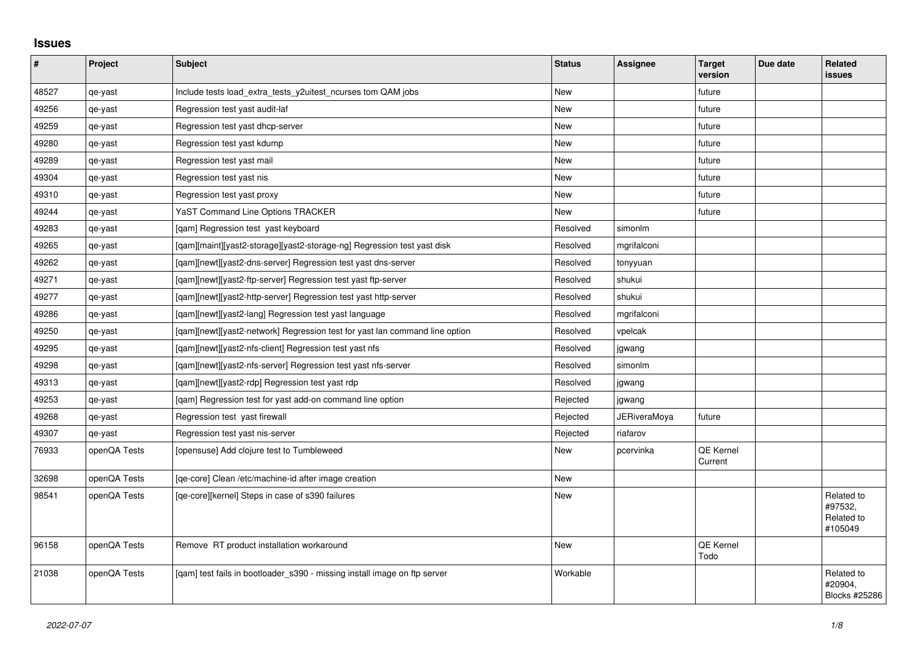## Issues

| # | Project | Subject | Status | Assignee | Target version | Due date | Related issues |
|---|---|---|---|---|---|---|---|
| 48527 | qe-yast | Include tests load_extra_tests_y2uitest_ncurses tom QAM jobs | New | | future | | |
| 49256 | qe-yast | Regression test yast audit-laf | New | | future | | |
| 49259 | qe-yast | Regression test yast dhcp-server | New | | future | | |
| 49280 | qe-yast | Regression test yast kdump | New | | future | | |
| 49289 | qe-yast | Regression test yast mail | New | | future | | |
| 49304 | qe-yast | Regression test yast nis | New | | future | | |
| 49310 | qe-yast | Regression test yast proxy | New | | future | | |
| 49244 | qe-yast | YaST Command Line Options TRACKER | New | | future | | |
| 49283 | qe-yast | [qam] Regression test yast keyboard | Resolved | simonlm | | | |
| 49265 | qe-yast | [qam][maint][yast2-storage][yast2-storage-ng] Regression test yast disk | Resolved | mgrifalconi | | | |
| 49262 | qe-yast | [qam][newt][yast2-dns-server] Regression test yast dns-server | Resolved | tonyyuan | | | |
| 49271 | qe-yast | [qam][newt][yast2-ftp-server] Regression test yast ftp-server | Resolved | shukui | | | |
| 49277 | qe-yast | [qam][newt][yast2-http-server] Regression test yast http-server | Resolved | shukui | | | |
| 49286 | qe-yast | [qam][newt][yast2-lang] Regression test yast language | Resolved | mgrifalconi | | | |
| 49250 | qe-yast | [qam][newt][yast2-network] Regression test for yast lan command line option | Resolved | vpelcak | | | |
| 49295 | qe-yast | [qam][newt][yast2-nfs-client] Regression test yast nfs | Resolved | jgwang | | | |
| 49298 | qe-yast | [qam][newt][yast2-nfs-server] Regression test yast nfs-server | Resolved | simonlm | | | |
| 49313 | qe-yast | [qam][newt][yast2-rdp] Regression test yast rdp | Resolved | jgwang | | | |
| 49253 | qe-yast | [qam] Regression test for yast add-on command line option | Rejected | jgwang | | | |
| 49268 | qe-yast | Regression test yast firewall | Rejected | JERiveraMoya | future | | |
| 49307 | qe-yast | Regression test yast nis-server | Rejected | riafarov | | | |
| 76933 | openQA Tests | [opensuse] Add clojure test to Tumbleweed | New | pcervinka | QE Kernel Current | | |
| 32698 | openQA Tests | [qe-core] Clean /etc/machine-id after image creation | New | | | | |
| 98541 | openQA Tests | [qe-core][kernel] Steps in case of s390 failures | New | | | | Related to #97532, Related to #105049 |
| 96158 | openQA Tests | Remove RT product installation workaround | New | | QE Kernel Todo | | |
| 21038 | openQA Tests | [qam] test fails in bootloader_s390 - missing install image on ftp server | Workable | | | | Related to #20904, Blocks #25286 |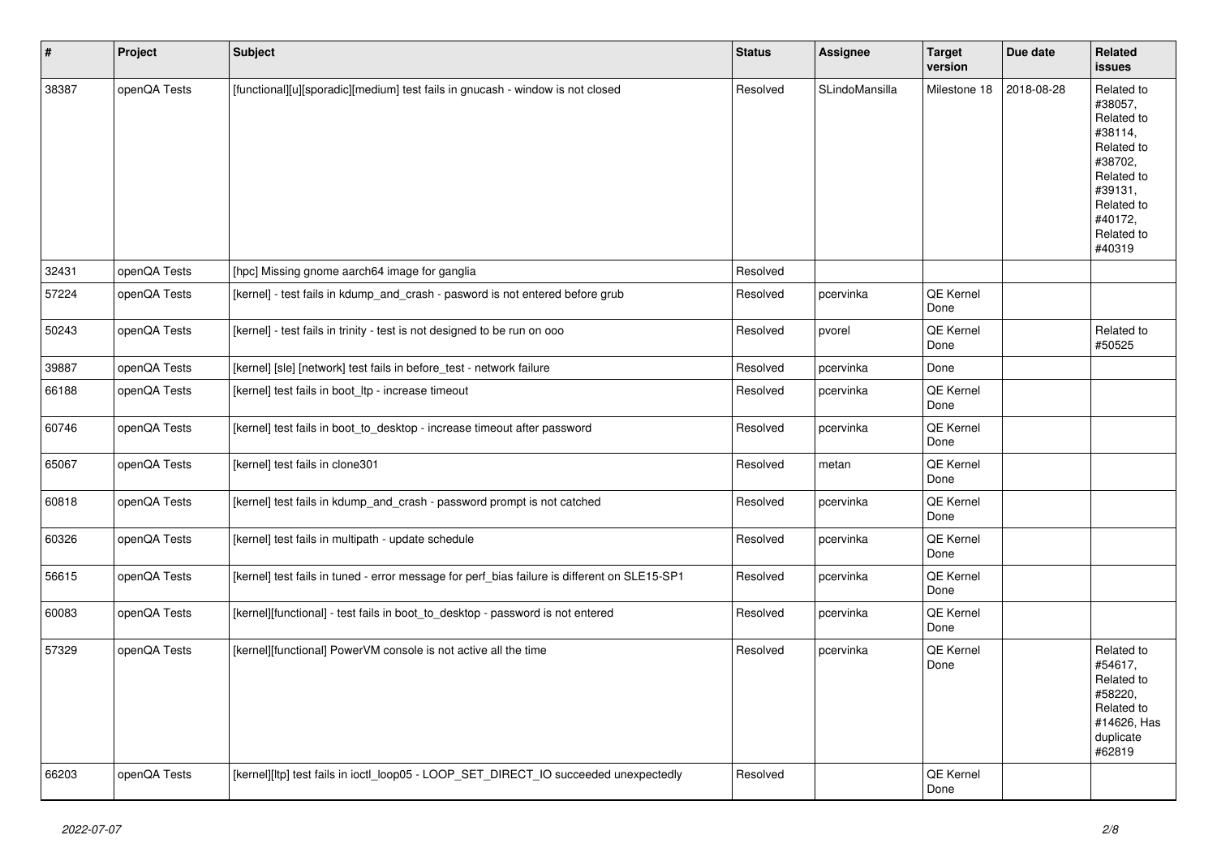| # | Project | Subject | Status | Assignee | Target version | Due date | Related issues |
|---|---|---|---|---|---|---|---|
| 38387 | openQA Tests | [functional][u][sporadic][medium] test fails in gnucash - window is not closed | Resolved | SLindoMansilla | Milestone 18 | 2018-08-28 | Related to #38057, Related to #38114, Related to #38702, Related to #39131, Related to #40172, Related to #40319 |
| 32431 | openQA Tests | [hpc] Missing gnome aarch64 image for ganglia | Resolved | | | | |
| 57224 | openQA Tests | [kernel] - test fails in kdump_and_crash - pasword is not entered before grub | Resolved | pcervinka | QE Kernel Done | | |
| 50243 | openQA Tests | [kernel] - test fails in trinity - test is not designed to be run on ooo | Resolved | pvorel | QE Kernel Done | | Related to #50525 |
| 39887 | openQA Tests | [kernel] [sle] [network] test fails in before_test - network failure | Resolved | pcervinka | Done | | |
| 66188 | openQA Tests | [kernel] test fails in boot_ltp - increase timeout | Resolved | pcervinka | QE Kernel Done | | |
| 60746 | openQA Tests | [kernel] test fails in boot_to_desktop - increase timeout after password | Resolved | pcervinka | QE Kernel Done | | |
| 65067 | openQA Tests | [kernel] test fails in clone301 | Resolved | metan | QE Kernel Done | | |
| 60818 | openQA Tests | [kernel] test fails in kdump_and_crash - password prompt is not catched | Resolved | pcervinka | QE Kernel Done | | |
| 60326 | openQA Tests | [kernel] test fails in multipath - update schedule | Resolved | pcervinka | QE Kernel Done | | |
| 56615 | openQA Tests | [kernel] test fails in tuned - error message for perf_bias failure is different on SLE15-SP1 | Resolved | pcervinka | QE Kernel Done | | |
| 60083 | openQA Tests | [kernel][functional] - test fails in boot_to_desktop - password is not entered | Resolved | pcervinka | QE Kernel Done | | |
| 57329 | openQA Tests | [kernel][functional] PowerVM console is not active all the time | Resolved | pcervinka | QE Kernel Done | | Related to #54617, Related to #58220, Related to #14626, Has duplicate #62819 |
| 66203 | openQA Tests | [kernel][ltp] test fails in ioctl_loop05 - LOOP_SET_DIRECT_IO succeeded unexpectedly | Resolved | | QE Kernel Done | | |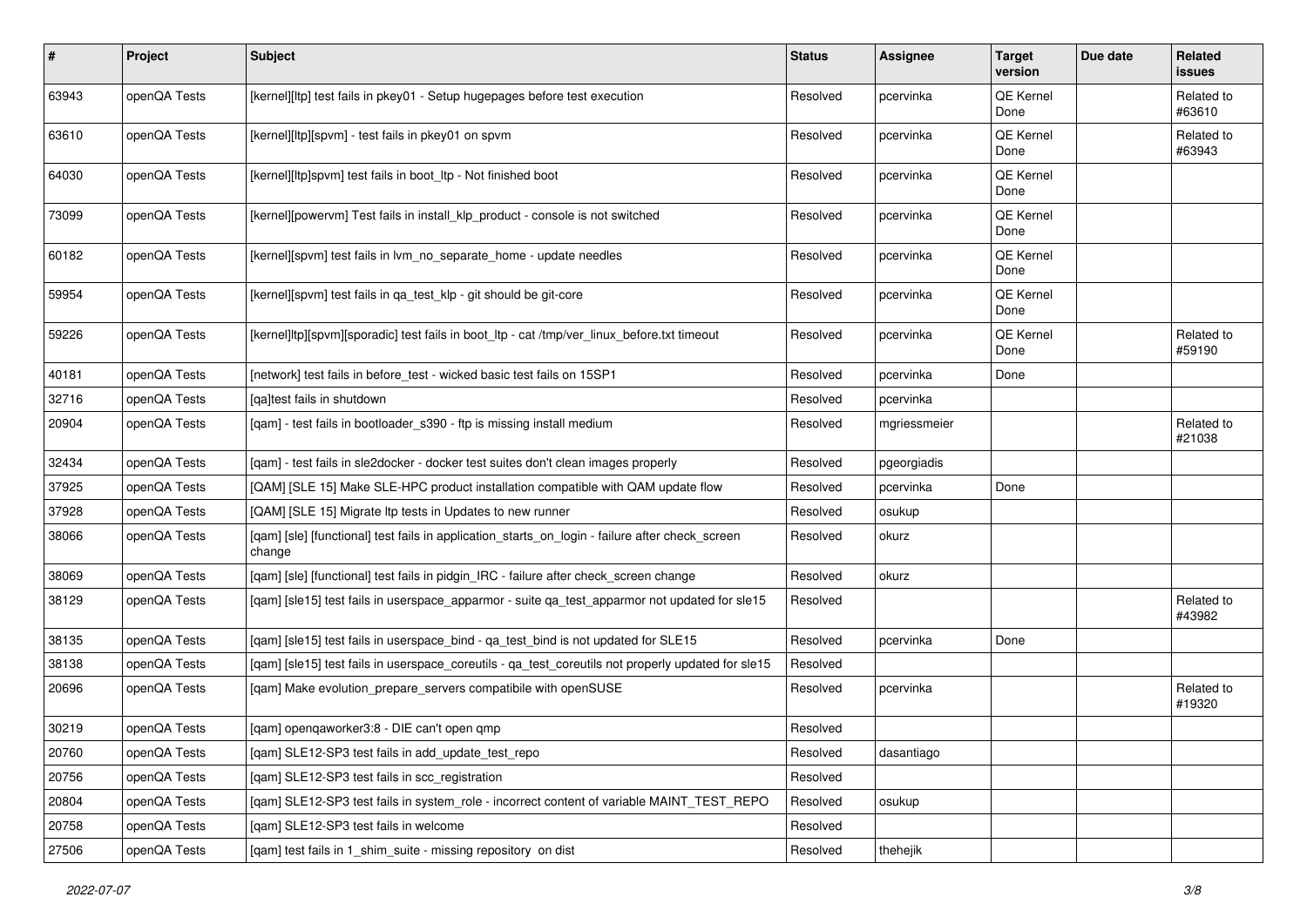| # | Project | Subject | Status | Assignee | Target version | Due date | Related issues |
|---|---|---|---|---|---|---|---|
| 63943 | openQA Tests | [kernel][ltp] test fails in pkey01 - Setup hugepages before test execution | Resolved | pcervinka | QE Kernel Done | | Related to #63610 |
| 63610 | openQA Tests | [kernel][ltp][spvm] - test fails in pkey01 on spvm | Resolved | pcervinka | QE Kernel Done | | Related to #63943 |
| 64030 | openQA Tests | [kernel][ltp]spvm] test fails in boot_ltp - Not finished boot | Resolved | pcervinka | QE Kernel Done | | |
| 73099 | openQA Tests | [kernel][powervm] Test fails in install_klp_product - console is not switched | Resolved | pcervinka | QE Kernel Done | | |
| 60182 | openQA Tests | [kernel][spvm] test fails in lvm_no_separate_home - update needles | Resolved | pcervinka | QE Kernel Done | | |
| 59954 | openQA Tests | [kernel][spvm] test fails in qa_test_klp - git should be git-core | Resolved | pcervinka | QE Kernel Done | | |
| 59226 | openQA Tests | [kernel]ltp][spvm][sporadic] test fails in boot_ltp - cat /tmp/ver_linux_before.txt timeout | Resolved | pcervinka | QE Kernel Done | | Related to #59190 |
| 40181 | openQA Tests | [network] test fails in before_test - wicked basic test fails on 15SP1 | Resolved | pcervinka | Done | | |
| 32716 | openQA Tests | [qa]test fails in shutdown | Resolved | pcervinka | | | |
| 20904 | openQA Tests | [qam] - test fails in bootloader_s390 - ftp is missing install medium | Resolved | mgriessmeier | | | Related to #21038 |
| 32434 | openQA Tests | [qam] - test fails in sle2docker - docker test suites don't clean images properly | Resolved | pgeorgiadis | | | |
| 37925 | openQA Tests | [QAM] [SLE 15] Make SLE-HPC product installation compatible with QAM update flow | Resolved | pcervinka | Done | | |
| 37928 | openQA Tests | [QAM] [SLE 15] Migrate ltp tests in Updates to new runner | Resolved | osukup | | | |
| 38066 | openQA Tests | [qam] [sle] [functional] test fails in application_starts_on_login - failure after check_screen change | Resolved | okurz | | | |
| 38069 | openQA Tests | [qam] [sle] [functional] test fails in pidgin_IRC - failure after check_screen change | Resolved | okurz | | | |
| 38129 | openQA Tests | [qam] [sle15] test fails in userspace_apparmor - suite qa_test_apparmor not updated for sle15 | Resolved | | | | Related to #43982 |
| 38135 | openQA Tests | [qam] [sle15] test fails in userspace_bind - qa_test_bind is not updated for SLE15 | Resolved | pcervinka | Done | | |
| 38138 | openQA Tests | [qam] [sle15] test fails in userspace_coreutils - qa_test_coreutils not properly updated for sle15 | Resolved | | | | |
| 20696 | openQA Tests | [qam] Make evolution_prepare_servers compatibile with openSUSE | Resolved | pcervinka | | | Related to #19320 |
| 30219 | openQA Tests | [qam] openqaworker3:8 - DIE can't open qmp | Resolved | | | | |
| 20760 | openQA Tests | [qam] SLE12-SP3 test fails in add_update_test_repo | Resolved | dasantiago | | | |
| 20756 | openQA Tests | [qam] SLE12-SP3 test fails in scc_registration | Resolved | | | | |
| 20804 | openQA Tests | [qam] SLE12-SP3 test fails in system_role - incorrect content of variable MAINT_TEST_REPO | Resolved | osukup | | | |
| 20758 | openQA Tests | [qam] SLE12-SP3 test fails in welcome | Resolved | | | | |
| 27506 | openQA Tests | [qam] test fails in 1_shim_suite - missing repository on dist | Resolved | thehejik | | | |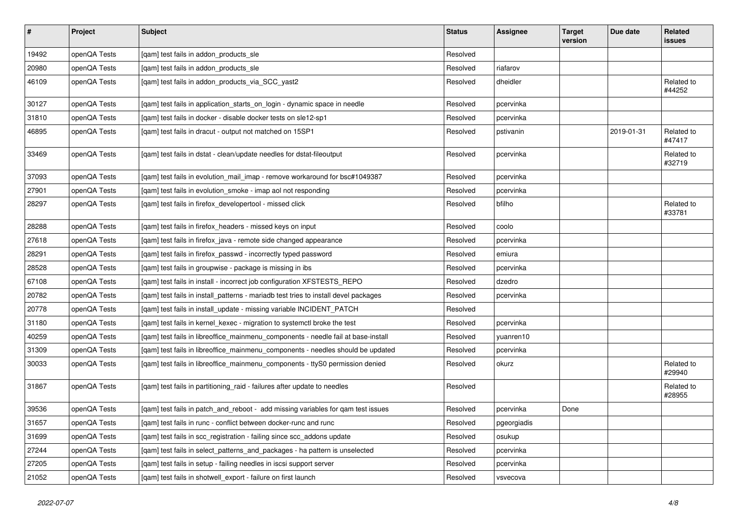| # | Project | Subject | Status | Assignee | Target version | Due date | Related issues |
|---|---|---|---|---|---|---|---|
| 19492 | openQA Tests | [qam] test fails in addon_products_sle | Resolved | | | | |
| 20980 | openQA Tests | [qam] test fails in addon_products_sle | Resolved | riafarov | | | |
| 46109 | openQA Tests | [qam] test fails in addon_products_via_SCC_yast2 | Resolved | dheidler | | | Related to #44252 |
| 30127 | openQA Tests | [qam] test fails in application_starts_on_login - dynamic space in needle | Resolved | pcervinka | | | |
| 31810 | openQA Tests | [qam] test fails in docker - disable docker tests on sle12-sp1 | Resolved | pcervinka | | | |
| 46895 | openQA Tests | [qam] test fails in dracut - output not matched on 15SP1 | Resolved | pstivanin | | 2019-01-31 | Related to #47417 |
| 33469 | openQA Tests | [qam] test fails in dstat - clean/update needles for dstat-fileoutput | Resolved | pcervinka | | | Related to #32719 |
| 37093 | openQA Tests | [qam] test fails in evolution_mail_imap - remove workaround for bsc#1049387 | Resolved | pcervinka | | | |
| 27901 | openQA Tests | [qam] test fails in evolution_smoke - imap aol not responding | Resolved | pcervinka | | | |
| 28297 | openQA Tests | [qam] test fails in firefox_developertool - missed click | Resolved | bfilho | | | Related to #33781 |
| 28288 | openQA Tests | [qam] test fails in firefox_headers - missed keys on input | Resolved | coolo | | | |
| 27618 | openQA Tests | [qam] test fails in firefox_java - remote side changed appearance | Resolved | pcervinka | | | |
| 28291 | openQA Tests | [qam] test fails in firefox_passwd - incorrectly typed password | Resolved | emiura | | | |
| 28528 | openQA Tests | [qam] test fails in groupwise - package is missing in ibs | Resolved | pcervinka | | | |
| 67108 | openQA Tests | [qam] test fails in install - incorrect job configuration XFSTESTS_REPO | Resolved | dzedro | | | |
| 20782 | openQA Tests | [qam] test fails in install_patterns - mariadb test tries to install devel packages | Resolved | pcervinka | | | |
| 20778 | openQA Tests | [qam] test fails in install_update - missing variable INCIDENT_PATCH | Resolved | | | | |
| 31180 | openQA Tests | [qam] test fails in kernel_kexec - migration to systemctl broke the test | Resolved | pcervinka | | | |
| 40259 | openQA Tests | [qam] test fails in libreoffice_mainmenu_components - needle fail at base-install | Resolved | yuanren10 | | | |
| 31309 | openQA Tests | [qam] test fails in libreoffice_mainmenu_components - needles should be updated | Resolved | pcervinka | | | |
| 30033 | openQA Tests | [qam] test fails in libreoffice_mainmenu_components - ttyS0 permission denied | Resolved | okurz | | | Related to #29940 |
| 31867 | openQA Tests | [qam] test fails in partitioning_raid - failures after update to needles | Resolved | | | | Related to #28955 |
| 39536 | openQA Tests | [qam] test fails in patch_and_reboot - add missing variables for qam test issues | Resolved | pcervinka | Done | | |
| 31657 | openQA Tests | [qam] test fails in runc - conflict between docker-runc and runc | Resolved | pgeorgiadis | | | |
| 31699 | openQA Tests | [qam] test fails in scc_registration - failing since scc_addons update | Resolved | osukup | | | |
| 27244 | openQA Tests | [qam] test fails in select_patterns_and_packages - ha pattern is unselected | Resolved | pcervinka | | | |
| 27205 | openQA Tests | [qam] test fails in setup - failing needles in iscsi support server | Resolved | pcervinka | | | |
| 21052 | openQA Tests | [qam] test fails in shotwell_export - failure on first launch | Resolved | vsvecova | | | |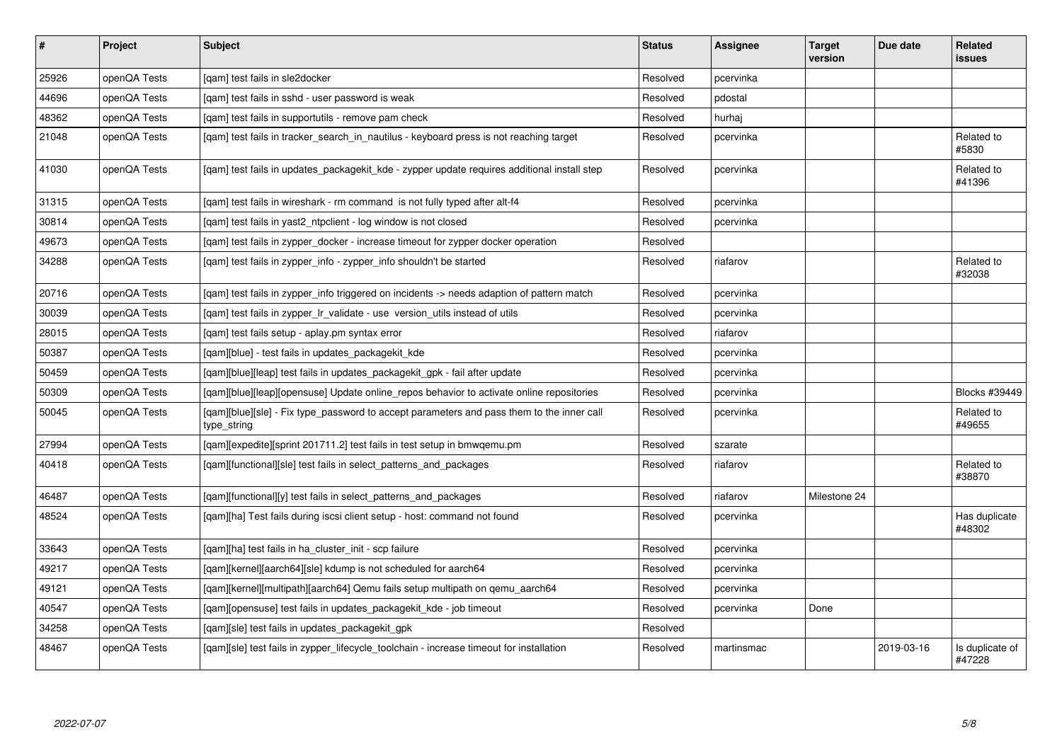| # | Project | Subject | Status | Assignee | Target version | Due date | Related issues |
|---|---|---|---|---|---|---|---|
| 25926 | openQA Tests | [qam] test fails in sle2docker | Resolved | pcervinka | | | |
| 44696 | openQA Tests | [qam] test fails in sshd - user password is weak | Resolved | pdostal | | | |
| 48362 | openQA Tests | [qam] test fails in supportutils - remove pam check | Resolved | hurhaj | | | |
| 21048 | openQA Tests | [qam] test fails in tracker_search_in_nautilus - keyboard press is not reaching target | Resolved | pcervinka | | | Related to #5830 |
| 41030 | openQA Tests | [qam] test fails in updates_packagekit_kde - zypper update requires additional install step | Resolved | pcervinka | | | Related to #41396 |
| 31315 | openQA Tests | [qam] test fails in wireshark - rm command is not fully typed after alt-f4 | Resolved | pcervinka | | | |
| 30814 | openQA Tests | [qam] test fails in yast2_ntpclient - log window is not closed | Resolved | pcervinka | | | |
| 49673 | openQA Tests | [qam] test fails in zypper_docker - increase timeout for zypper docker operation | Resolved | | | | |
| 34288 | openQA Tests | [qam] test fails in zypper_info - zypper_info shouldn't be started | Resolved | riafarov | | | Related to #32038 |
| 20716 | openQA Tests | [qam] test fails in zypper_info triggered on incidents -> needs adaption of pattern match | Resolved | pcervinka | | | |
| 30039 | openQA Tests | [qam] test fails in zypper_lr_validate - use version_utils instead of utils | Resolved | pcervinka | | | |
| 28015 | openQA Tests | [qam] test fails setup - aplay.pm syntax error | Resolved | riafarov | | | |
| 50387 | openQA Tests | [qam][blue] - test fails in updates_packagekit_kde | Resolved | pcervinka | | | |
| 50459 | openQA Tests | [qam][blue][leap] test fails in updates_packagekit_gpk - fail after update | Resolved | pcervinka | | | |
| 50309 | openQA Tests | [qam][blue][leap][opensuse] Update online_repos behavior to activate online repositories | Resolved | pcervinka | | | Blocks #39449 |
| 50045 | openQA Tests | [qam][blue][sle] - Fix type_password to accept parameters and pass them to the inner call type_string | Resolved | pcervinka | | | Related to #49655 |
| 27994 | openQA Tests | [qam][expedite][sprint 201711.2] test fails in test setup in bmwqemu.pm | Resolved | szarate | | | |
| 40418 | openQA Tests | [qam][functional][sle] test fails in select_patterns_and_packages | Resolved | riafarov | | | Related to #38870 |
| 46487 | openQA Tests | [qam][functional][y] test fails in select_patterns_and_packages | Resolved | riafarov | Milestone 24 | | |
| 48524 | openQA Tests | [qam][ha] Test fails during iscsi client setup - host: command not found | Resolved | pcervinka | | | Has duplicate #48302 |
| 33643 | openQA Tests | [qam][ha] test fails in ha_cluster_init - scp failure | Resolved | pcervinka | | | |
| 49217 | openQA Tests | [qam][kernel][aarch64][sle] kdump is not scheduled for aarch64 | Resolved | pcervinka | | | |
| 49121 | openQA Tests | [qam][kernel][multipath][aarch64] Qemu fails setup multipath on qemu_aarch64 | Resolved | pcervinka | | | |
| 40547 | openQA Tests | [qam][opensuse] test fails in updates_packagekit_kde - job timeout | Resolved | pcervinka | Done | | |
| 34258 | openQA Tests | [qam][sle] test fails in updates_packagekit_gpk | Resolved | | | | |
| 48467 | openQA Tests | [qam][sle] test fails in zypper_lifecycle_toolchain - increase timeout for installation | Resolved | martinsmac | | 2019-03-16 | Is duplicate of #47228 |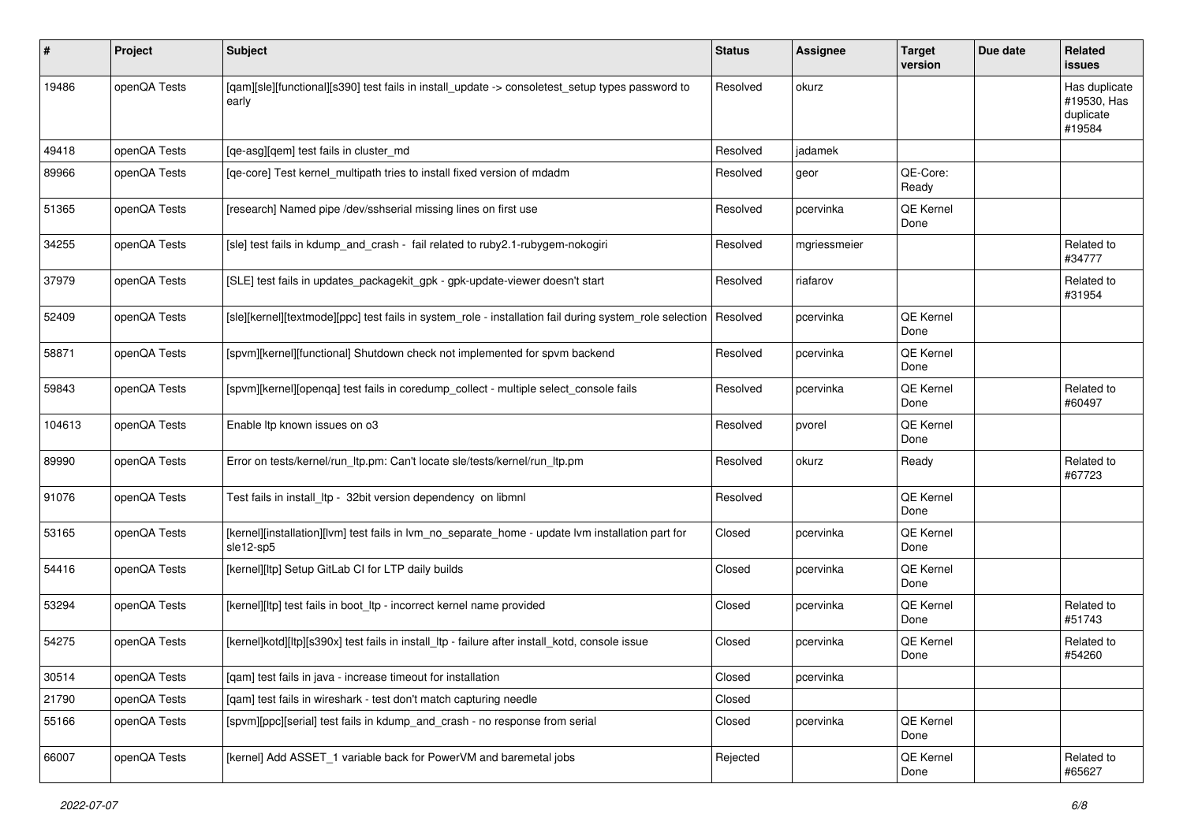| # | Project | Subject | Status | Assignee | Target version | Due date | Related issues |
|---|---|---|---|---|---|---|---|
| 19486 | openQA Tests | [qam][sle][functional][s390] test fails in install_update -> consoletest_setup types password to early | Resolved | okurz | | | Has duplicate #19530, Has duplicate #19584 |
| 49418 | openQA Tests | [qe-asg][qem] test fails in cluster_md | Resolved | jadamek | | | |
| 89966 | openQA Tests | [qe-core] Test kernel_multipath tries to install fixed version of mdadm | Resolved | geor | QE-Core: Ready | | |
| 51365 | openQA Tests | [research] Named pipe /dev/sshserial missing lines on first use | Resolved | pcervinka | QE Kernel Done | | |
| 34255 | openQA Tests | [sle] test fails in kdump_and_crash - fail related to ruby2.1-rubygem-nokogiri | Resolved | mgriessmeier | | | Related to #34777 |
| 37979 | openQA Tests | [SLE] test fails in updates_packagekit_gpk - gpk-update-viewer doesn't start | Resolved | riafarov | | | Related to #31954 |
| 52409 | openQA Tests | [sle][kernel][textmode][ppc] test fails in system_role - installation fail during system_role selection | Resolved | pcervinka | QE Kernel Done | | |
| 58871 | openQA Tests | [spvm][kernel][functional] Shutdown check not implemented for spvm backend | Resolved | pcervinka | QE Kernel Done | | |
| 59843 | openQA Tests | [spvm][kernel][openqa] test fails in coredump_collect - multiple select_console fails | Resolved | pcervinka | QE Kernel Done | | Related to #60497 |
| 104613 | openQA Tests | Enable ltp known issues on o3 | Resolved | pvorel | QE Kernel Done | | |
| 89990 | openQA Tests | Error on tests/kernel/run_ltp.pm: Can't locate sle/tests/kernel/run_ltp.pm | Resolved | okurz | Ready | | Related to #67723 |
| 91076 | openQA Tests | Test fails in install_ltp - 32bit version dependency on libmnl | Resolved | | QE Kernel Done | | |
| 53165 | openQA Tests | [kernel][installation][lvm] test fails in lvm_no_separate_home - update lvm installation part for sle12-sp5 | Closed | pcervinka | QE Kernel Done | | |
| 54416 | openQA Tests | [kernel][ltp] Setup GitLab CI for LTP daily builds | Closed | pcervinka | QE Kernel Done | | |
| 53294 | openQA Tests | [kernel][ltp] test fails in boot_ltp - incorrect kernel name provided | Closed | pcervinka | QE Kernel Done | | Related to #51743 |
| 54275 | openQA Tests | [kernel]kotd][ltp][s390x] test fails in install_ltp - failure after install_kotd, console issue | Closed | pcervinka | QE Kernel Done | | Related to #54260 |
| 30514 | openQA Tests | [qam] test fails in java - increase timeout for installation | Closed | pcervinka | | | |
| 21790 | openQA Tests | [qam] test fails in wireshark - test don't match capturing needle | Closed | | | | |
| 55166 | openQA Tests | [spvm][ppc][serial] test fails in kdump_and_crash - no response from serial | Closed | pcervinka | QE Kernel Done | | |
| 66007 | openQA Tests | [kernel] Add ASSET_1 variable back for PowerVM and baremetal jobs | Rejected | | QE Kernel Done | | Related to #65627 |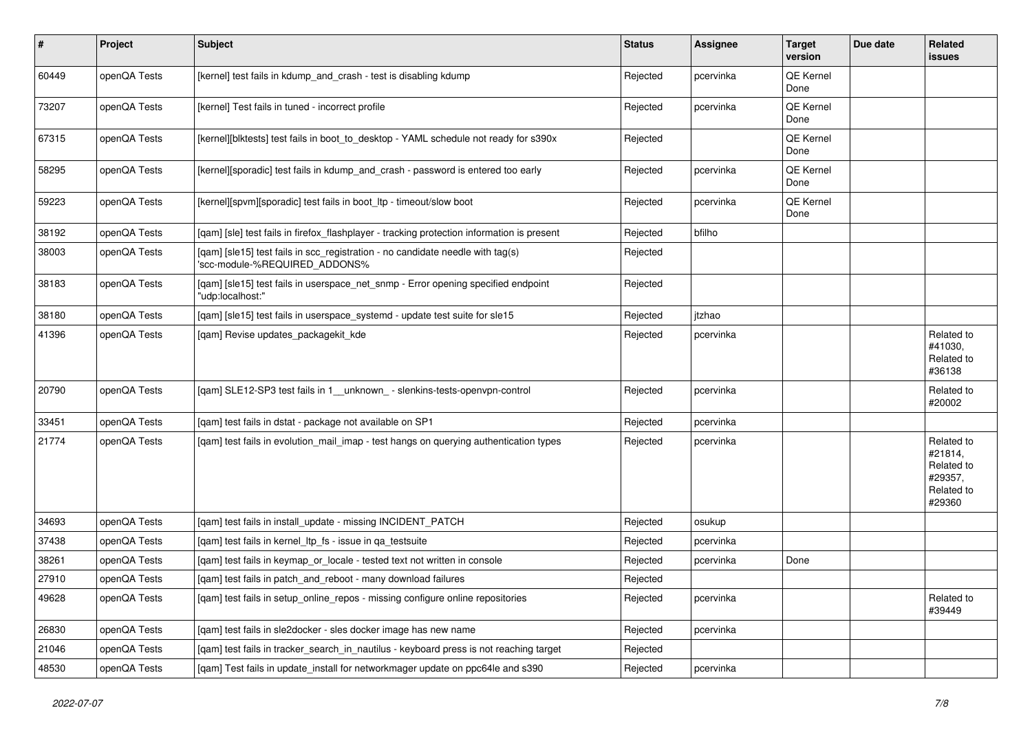| # | Project | Subject | Status | Assignee | Target version | Due date | Related issues |
|---|---|---|---|---|---|---|---|
| 60449 | openQA Tests | [kernel] test fails in kdump_and_crash - test is disabling kdump | Rejected | pcervinka | QE Kernel Done | | |
| 73207 | openQA Tests | [kernel] Test fails in tuned - incorrect profile | Rejected | pcervinka | QE Kernel Done | | |
| 67315 | openQA Tests | [kernel][blktests] test fails in boot_to_desktop - YAML schedule not ready for s390x | Rejected | | QE Kernel Done | | |
| 58295 | openQA Tests | [kernel][sporadic] test fails in kdump_and_crash - password is entered too early | Rejected | pcervinka | QE Kernel Done | | |
| 59223 | openQA Tests | [kernel][spvm][sporadic] test fails in boot_ltp - timeout/slow boot | Rejected | pcervinka | QE Kernel Done | | |
| 38192 | openQA Tests | [qam] [sle] test fails in firefox_flashplayer - tracking protection information is present | Rejected | bfilho | | | |
| 38003 | openQA Tests | [qam] [sle15] test fails in scc_registration - no candidate needle with tag(s) 'scc-module-%REQUIRED_ADDONS% | Rejected | | | | |
| 38183 | openQA Tests | [qam] [sle15] test fails in userspace_net_snmp - Error opening specified endpoint "udp:localhost:" | Rejected | | | | |
| 38180 | openQA Tests | [qam] [sle15] test fails in userspace_systemd - update test suite for sle15 | Rejected | jtzhao | | | |
| 41396 | openQA Tests | [qam] Revise updates_packagekit_kde | Rejected | pcervinka | | | Related to #41030, Related to #36138 |
| 20790 | openQA Tests | [qam] SLE12-SP3 test fails in 1__unknown_ - slenkins-tests-openvpn-control | Rejected | pcervinka | | | Related to #20002 |
| 33451 | openQA Tests | [qam] test fails in dstat - package not available on SP1 | Rejected | pcervinka | | | |
| 21774 | openQA Tests | [qam] test fails in evolution_mail_imap - test hangs on querying authentication types | Rejected | pcervinka | | | Related to #21814, Related to #29357, Related to #29360 |
| 34693 | openQA Tests | [qam] test fails in install_update - missing INCIDENT_PATCH | Rejected | osukup | | | |
| 37438 | openQA Tests | [qam] test fails in kernel_ltp_fs - issue in qa_testsuite | Rejected | pcervinka | | | |
| 38261 | openQA Tests | [qam] test fails in keymap_or_locale - tested text not written in console | Rejected | pcervinka | Done | | |
| 27910 | openQA Tests | [qam] test fails in patch_and_reboot - many download failures | Rejected | | | | |
| 49628 | openQA Tests | [qam] test fails in setup_online_repos - missing configure online repositories | Rejected | pcervinka | | | Related to #39449 |
| 26830 | openQA Tests | [qam] test fails in sle2docker - sles docker image has new name | Rejected | pcervinka | | | |
| 21046 | openQA Tests | [qam] test fails in tracker_search_in_nautilus - keyboard press is not reaching target | Rejected | | | | |
| 48530 | openQA Tests | [qam] Test fails in update_install for networkmager update on ppc64le and s390 | Rejected | pcervinka | | | |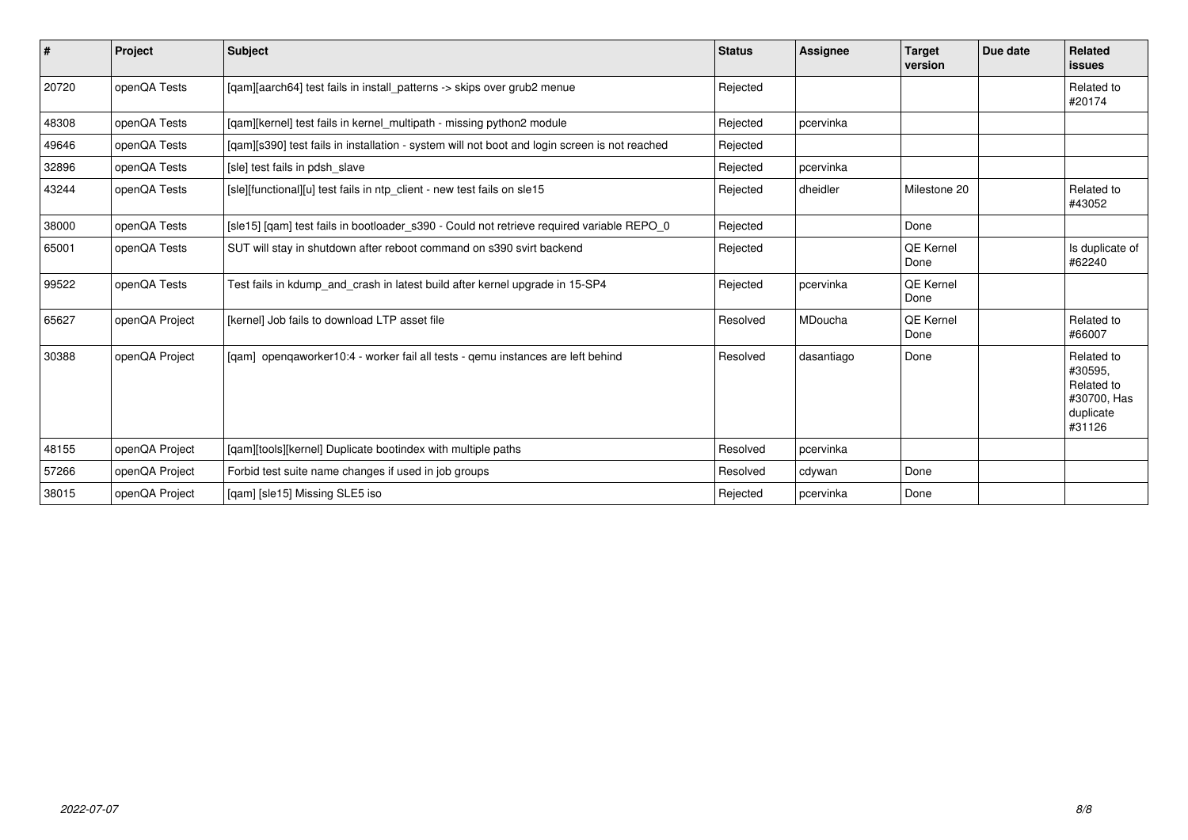| # | Project | Subject | Status | Assignee | Target version | Due date | Related issues |
|---|---|---|---|---|---|---|---|
| 20720 | openQA Tests | [qam][aarch64] test fails in install_patterns -> skips over grub2 menue | Rejected | | | | Related to #20174 |
| 48308 | openQA Tests | [qam][kernel] test fails in kernel_multipath - missing python2 module | Rejected | pcervinka | | | |
| 49646 | openQA Tests | [qam][s390] test fails in installation - system will not boot and login screen is not reached | Rejected | | | | |
| 32896 | openQA Tests | [sle] test fails in pdsh_slave | Rejected | pcervinka | | | |
| 43244 | openQA Tests | [sle][functional][u] test fails in ntp_client - new test fails on sle15 | Rejected | dheidler | Milestone 20 | | Related to #43052 |
| 38000 | openQA Tests | [sle15] [qam] test fails in bootloader_s390 - Could not retrieve required variable REPO_0 | Rejected | | Done | | |
| 65001 | openQA Tests | SUT will stay in shutdown after reboot command on s390 svirt backend | Rejected | | QE Kernel Done | | Is duplicate of #62240 |
| 99522 | openQA Tests | Test fails in kdump_and_crash in latest build after kernel upgrade in 15-SP4 | Rejected | pcervinka | QE Kernel Done | | |
| 65627 | openQA Project | [kernel] Job fails to download LTP asset file | Resolved | MDoucha | QE Kernel Done | | Related to #66007 |
| 30388 | openQA Project | [qam] openqaworker10:4 - worker fail all tests - qemu instances are left behind | Resolved | dasantiago | Done | | Related to #30595, Related to #30700, Has duplicate #31126 |
| 48155 | openQA Project | [qam][tools][kernel] Duplicate bootindex with multiple paths | Resolved | pcervinka | | | |
| 57266 | openQA Project | Forbid test suite name changes if used in job groups | Resolved | cdywan | Done | | |
| 38015 | openQA Project | [qam] [sle15] Missing SLE5 iso | Rejected | pcervinka | Done | | |